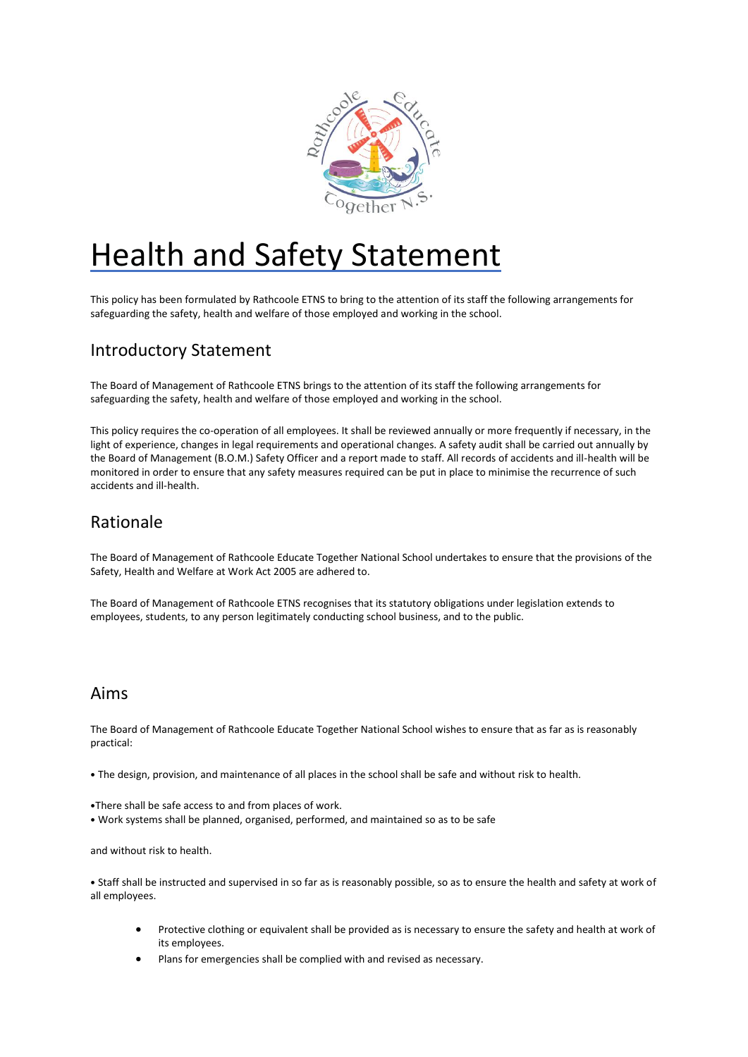# Health and Safety Statement

This policy has been formulated by Rathcoole ETNS to bring to the attention of its staff the following arrangements for safeguarding the safety, health and welfare of those employed and working in the school.

## Introductory Statement

The Board of Management of Rathcoole ETNS brings to the attention of its staff the following arrangements for safeguarding the safety, health and welfare of those employed and working in the school.

This policy requires the co-operation of all employees. It shall be reviewed annually or more frequently if necessary, in the light of experience, changes in legal requirements and operational changes. A safety audit shall be carried out annually by the Board of Management (B.O.M.) Safety Officer and a report made to staff. All records of accidents and ill-health will be monitored in order to ensure that any safety measures required can be put in place to minimise the recurrence of such accidents and ill-health.

## Rationale

The Board of Management of Rathcoole Educate Together National School undertakes to ensure that the provisions of the Safety, Health and Welfare at Work Act 2005 are adhered to.

The Board of Management of Rathcoole ETNS recognises that its statutory obligations under legislation extends to employees, students, to any person legitimately conducting school business, and to the public.

## Aims

The Board of Management of Rathcoole Educate Together National School wishes to ensure that as far as is reasonably practical:

• The design, provision, and maintenance of all places in the school shall be safe and without risk to health.

•There shall be safe access to and from places of work.
• Work systems shall be planned, organised, performed, and maintained so as to be safe

and without risk to health.

• Staff shall be instructed and supervised in so far as is reasonably possible, so as to ensure the health and safety at work of all employees.

- Protective clothing or equivalent shall be provided as is necessary to ensure the safety and health at work of its employees.
- Plans for emergencies shall be complied with and revised as necessary.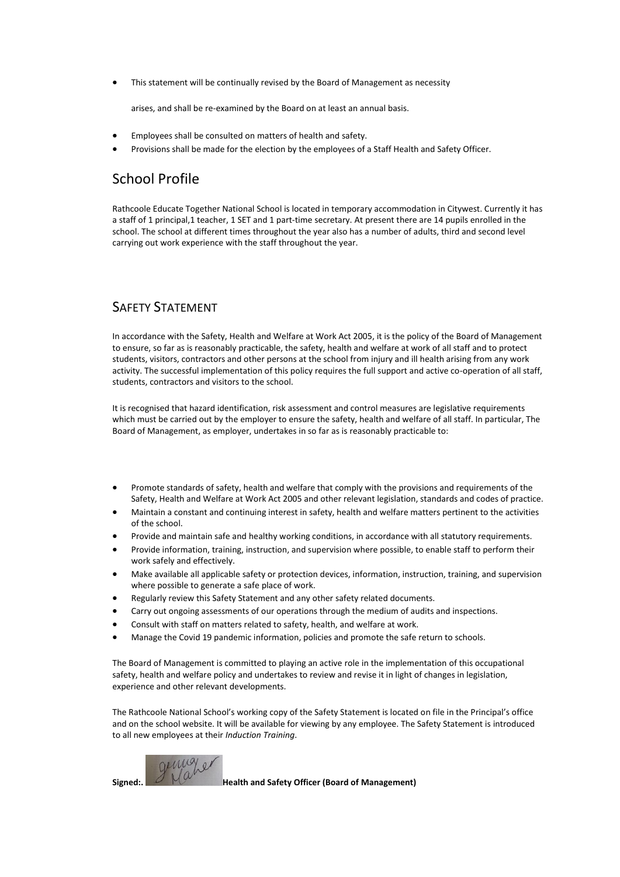- This statement will be continually revised by the Board of Management as necessity arises, and shall be re-examined by the Board on at least an annual basis.
- Employees shall be consulted on matters of health and safety.
- Provisions shall be made for the election by the employees of a Staff Health and Safety Officer.

## School Profile

Rathcoole Educate Together National School is located in temporary accommodation in Citywest. Currently it has a staff of 1 principal,1 teacher, 1 SET and 1 part-time secretary. At present there are 14 pupils enrolled in the school. The school at different times throughout the year also has a number of adults, third and second level carrying out work experience with the staff throughout the year.

## SAFETY STATEMENT

In accordance with the Safety, Health and Welfare at Work Act 2005, it is the policy of the Board of Management to ensure, so far as is reasonably practicable, the safety, health and welfare at work of all staff and to protect students, visitors, contractors and other persons at the school from injury and ill health arising from any work activity. The successful implementation of this policy requires the full support and active co-operation of all staff, students, contractors and visitors to the school.

It is recognised that hazard identification, risk assessment and control measures are legislative requirements which must be carried out by the employer to ensure the safety, health and welfare of all staff. In particular, The Board of Management, as employer, undertakes in so far as is reasonably practicable to:

- Promote standards of safety, health and welfare that comply with the provisions and requirements of the Safety, Health and Welfare at Work Act 2005 and other relevant legislation, standards and codes of practice.
- Maintain a constant and continuing interest in safety, health and welfare matters pertinent to the activities of the school.
- Provide and maintain safe and healthy working conditions, in accordance with all statutory requirements.
- Provide information, training, instruction, and supervision where possible, to enable staff to perform their work safely and effectively.
- Make available all applicable safety or protection devices, information, instruction, training, and supervision where possible to generate a safe place of work.
- Regularly review this Safety Statement and any other safety related documents.
- Carry out ongoing assessments of our operations through the medium of audits and inspections.
- Consult with staff on matters related to safety, health, and welfare at work.
- Manage the Covid 19 pandemic information, policies and promote the safe return to schools.

The Board of Management is committed to playing an active role in the implementation of this occupational safety, health and welfare policy and undertakes to review and revise it in light of changes in legislation, experience and other relevant developments.

The Rathcoole National School's working copy of the Safety Statement is located on file in the Principal's office and on the school website. It will be available for viewing by any employee. The Safety Statement is introduced to all new employees at their *Induction Training*.

**Signed:.** Gemma Maher **Health and Safety Officer (Board of Management)**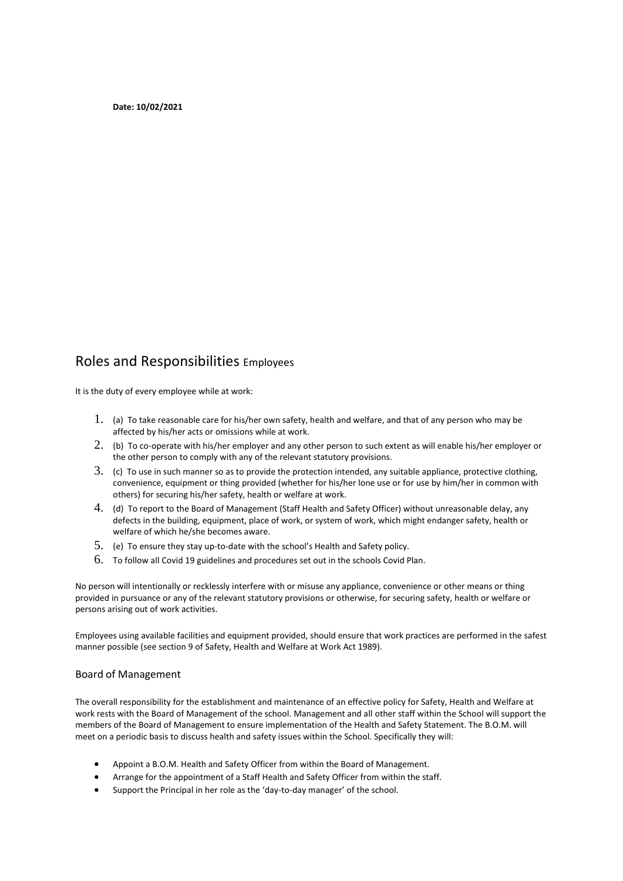**Date: 10/02/2021**

# Roles and Responsibilities Employees

It is the duty of every employee while at work:

1. (a) To take reasonable care for his/her own safety, health and welfare, and that of any person who may be affected by his/her acts or omissions while at work.
2. (b) To co-operate with his/her employer and any other person to such extent as will enable his/her employer or the other person to comply with any of the relevant statutory provisions.
3. (c) To use in such manner so as to provide the protection intended, any suitable appliance, protective clothing, convenience, equipment or thing provided (whether for his/her lone use or for use by him/her in common with others) for securing his/her safety, health or welfare at work.
4. (d) To report to the Board of Management (Staff Health and Safety Officer) without unreasonable delay, any defects in the building, equipment, place of work, or system of work, which might endanger safety, health or welfare of which he/she becomes aware.
5. (e) To ensure they stay up-to-date with the school's Health and Safety policy.
6. To follow all Covid 19 guidelines and procedures set out in the schools Covid Plan.

No person will intentionally or recklessly interfere with or misuse any appliance, convenience or other means or thing provided in pursuance or any of the relevant statutory provisions or otherwise, for securing safety, health or welfare or persons arising out of work activities.

Employees using available facilities and equipment provided, should ensure that work practices are performed in the safest manner possible (see section 9 of Safety, Health and Welfare at Work Act 1989).

## Board of Management

The overall responsibility for the establishment and maintenance of an effective policy for Safety, Health and Welfare at work rests with the Board of Management of the school. Management and all other staff within the School will support the members of the Board of Management to ensure implementation of the Health and Safety Statement. The B.O.M. will meet on a periodic basis to discuss health and safety issues within the School. Specifically they will:

- Appoint a B.O.M. Health and Safety Officer from within the Board of Management.
- Arrange for the appointment of a Staff Health and Safety Officer from within the staff.
- Support the Principal in her role as the 'day-to-day manager' of the school.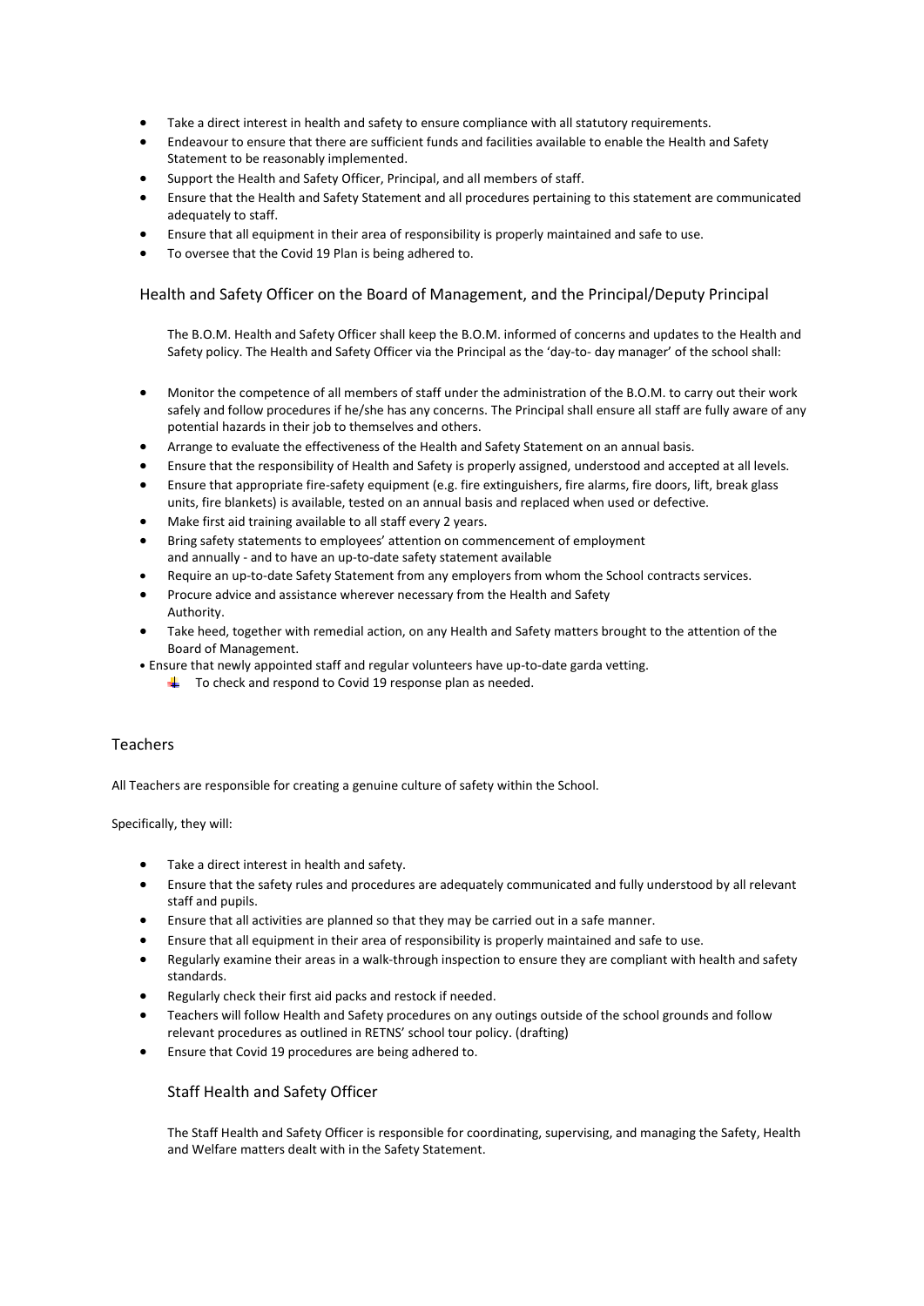- Take a direct interest in health and safety to ensure compliance with all statutory requirements.
- Endeavour to ensure that there are sufficient funds and facilities available to enable the Health and Safety Statement to be reasonably implemented.
- Support the Health and Safety Officer, Principal, and all members of staff.
- Ensure that the Health and Safety Statement and all procedures pertaining to this statement are communicated adequately to staff.
- Ensure that all equipment in their area of responsibility is properly maintained and safe to use.
- To oversee that the Covid 19 Plan is being adhered to.

### Health and Safety Officer on the Board of Management, and the Principal/Deputy Principal

The B.O.M. Health and Safety Officer shall keep the B.O.M. informed of concerns and updates to the Health and Safety policy. The Health and Safety Officer via the Principal as the 'day-to- day manager' of the school shall:

- Monitor the competence of all members of staff under the administration of the B.O.M. to carry out their work safely and follow procedures if he/she has any concerns. The Principal shall ensure all staff are fully aware of any potential hazards in their job to themselves and others.
- Arrange to evaluate the effectiveness of the Health and Safety Statement on an annual basis.
- Ensure that the responsibility of Health and Safety is properly assigned, understood and accepted at all levels.
- Ensure that appropriate fire-safety equipment (e.g. fire extinguishers, fire alarms, fire doors, lift, break glass units, fire blankets) is available, tested on an annual basis and replaced when used or defective.
- Make first aid training available to all staff every 2 years.
- Bring safety statements to employees' attention on commencement of employment and annually - and to have an up-to-date safety statement available
- Require an up-to-date Safety Statement from any employers from whom the School contracts services.
- Procure advice and assistance wherever necessary from the Health and Safety Authority.
- Take heed, together with remedial action, on any Health and Safety matters brought to the attention of the Board of Management.
- Ensure that newly appointed staff and regular volunteers have up-to-date garda vetting.
  - To check and respond to Covid 19 response plan as needed.

## Teachers

All Teachers are responsible for creating a genuine culture of safety within the School.

Specifically, they will:

- Take a direct interest in health and safety.
- Ensure that the safety rules and procedures are adequately communicated and fully understood by all relevant staff and pupils.
- Ensure that all activities are planned so that they may be carried out in a safe manner.
- Ensure that all equipment in their area of responsibility is properly maintained and safe to use.
- Regularly examine their areas in a walk-through inspection to ensure they are compliant with health and safety standards.
- Regularly check their first aid packs and restock if needed.
- Teachers will follow Health and Safety procedures on any outings outside of the school grounds and follow relevant procedures as outlined in RETNS' school tour policy. (drafting)
- Ensure that Covid 19 procedures are being adhered to.

### Staff Health and Safety Officer

The Staff Health and Safety Officer is responsible for coordinating, supervising, and managing the Safety, Health and Welfare matters dealt with in the Safety Statement.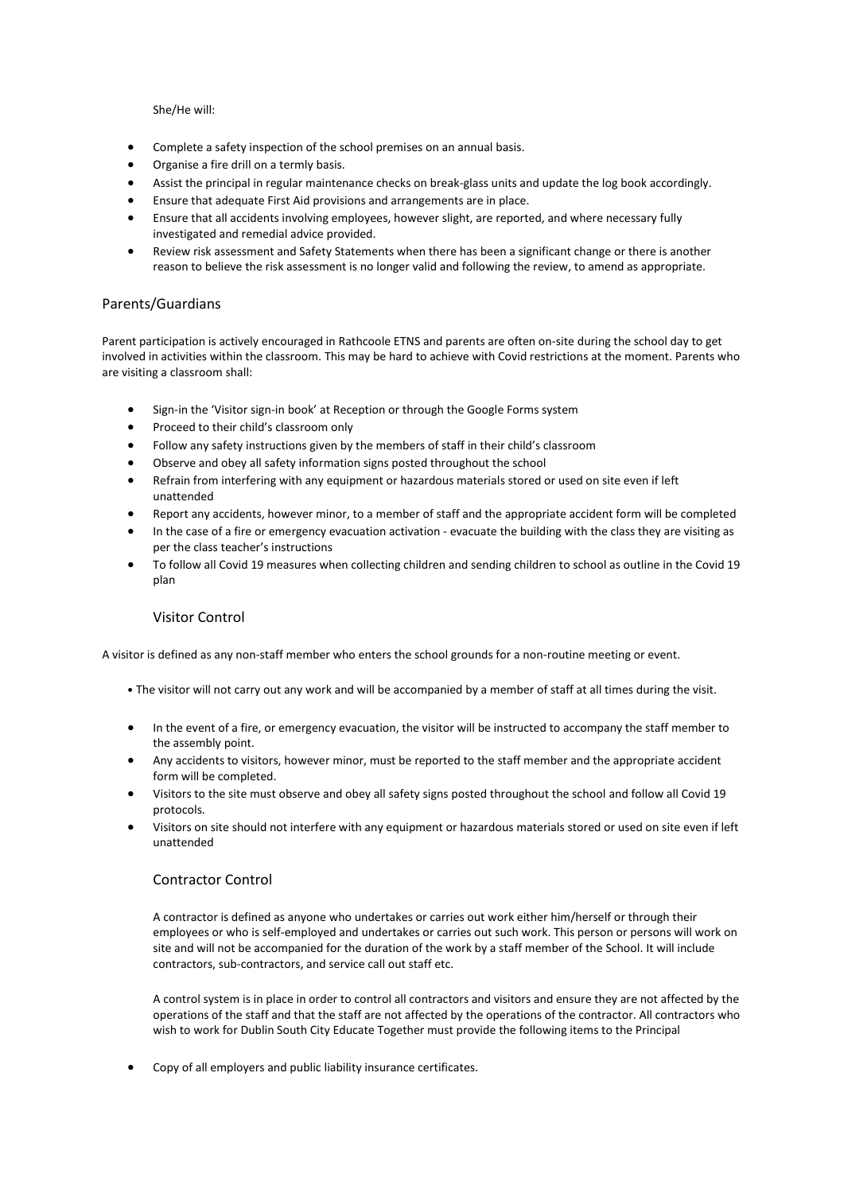She/He will:

- Complete a safety inspection of the school premises on an annual basis.
- Organise a fire drill on a termly basis.
- Assist the principal in regular maintenance checks on break-glass units and update the log book accordingly.
- Ensure that adequate First Aid provisions and arrangements are in place.
- Ensure that all accidents involving employees, however slight, are reported, and where necessary fully investigated and remedial advice provided.
- Review risk assessment and Safety Statements when there has been a significant change or there is another reason to believe the risk assessment is no longer valid and following the review, to amend as appropriate.

## Parents/Guardians

Parent participation is actively encouraged in Rathcoole ETNS and parents are often on-site during the school day to get involved in activities within the classroom. This may be hard to achieve with Covid restrictions at the moment. Parents who are visiting a classroom shall:

- Sign-in the 'Visitor sign-in book' at Reception or through the Google Forms system
- Proceed to their child's classroom only
- Follow any safety instructions given by the members of staff in their child's classroom
- Observe and obey all safety information signs posted throughout the school
- Refrain from interfering with any equipment or hazardous materials stored or used on site even if left unattended
- Report any accidents, however minor, to a member of staff and the appropriate accident form will be completed
- In the case of a fire or emergency evacuation activation - evacuate the building with the class they are visiting as per the class teacher's instructions
- To follow all Covid 19 measures when collecting children and sending children to school as outline in the Covid 19 plan

## Visitor Control

A visitor is defined as any non-staff member who enters the school grounds for a non-routine meeting or event.

- The visitor will not carry out any work and will be accompanied by a member of staff at all times during the visit.
- In the event of a fire, or emergency evacuation, the visitor will be instructed to accompany the staff member to the assembly point.
- Any accidents to visitors, however minor, must be reported to the staff member and the appropriate accident form will be completed.
- Visitors to the site must observe and obey all safety signs posted throughout the school and follow all Covid 19 protocols.
- Visitors on site should not interfere with any equipment or hazardous materials stored or used on site even if left unattended

## Contractor Control

A contractor is defined as anyone who undertakes or carries out work either him/herself or through their employees or who is self-employed and undertakes or carries out such work. This person or persons will work on site and will not be accompanied for the duration of the work by a staff member of the School. It will include contractors, sub-contractors, and service call out staff etc.

A control system is in place in order to control all contractors and visitors and ensure they are not affected by the operations of the staff and that the staff are not affected by the operations of the contractor. All contractors who wish to work for Dublin South City Educate Together must provide the following items to the Principal

- Copy of all employers and public liability insurance certificates.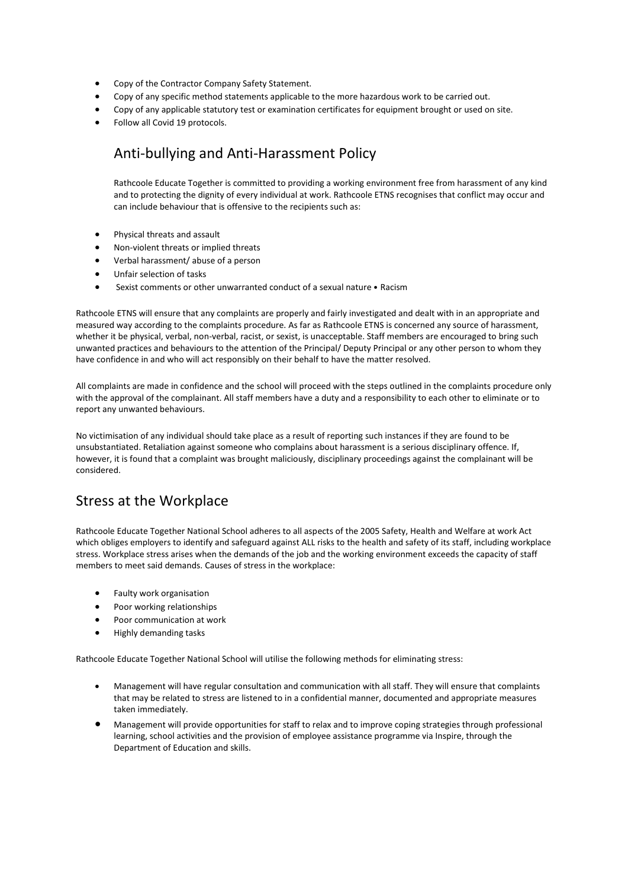- Copy of the Contractor Company Safety Statement.
- Copy of any specific method statements applicable to the more hazardous work to be carried out.
- Copy of any applicable statutory test or examination certificates for equipment brought or used on site.
- Follow all Covid 19 protocols.

## Anti-bullying and Anti-Harassment Policy

Rathcoole Educate Together is committed to providing a working environment free from harassment of any kind and to protecting the dignity of every individual at work. Rathcoole ETNS recognises that conflict may occur and can include behaviour that is offensive to the recipients such as:

- Physical threats and assault
- Non-violent threats or implied threats
- Verbal harassment/ abuse of a person
- Unfair selection of tasks
- Sexist comments or other unwarranted conduct of a sexual nature • Racism

Rathcoole ETNS will ensure that any complaints are properly and fairly investigated and dealt with in an appropriate and measured way according to the complaints procedure. As far as Rathcoole ETNS is concerned any source of harassment, whether it be physical, verbal, non-verbal, racist, or sexist, is unacceptable. Staff members are encouraged to bring such unwanted practices and behaviours to the attention of the Principal/ Deputy Principal or any other person to whom they have confidence in and who will act responsibly on their behalf to have the matter resolved.

All complaints are made in confidence and the school will proceed with the steps outlined in the complaints procedure only with the approval of the complainant. All staff members have a duty and a responsibility to each other to eliminate or to report any unwanted behaviours.

No victimisation of any individual should take place as a result of reporting such instances if they are found to be unsubstantiated. Retaliation against someone who complains about harassment is a serious disciplinary offence. If, however, it is found that a complaint was brought maliciously, disciplinary proceedings against the complainant will be considered.

## Stress at the Workplace

Rathcoole Educate Together National School adheres to all aspects of the 2005 Safety, Health and Welfare at work Act which obliges employers to identify and safeguard against ALL risks to the health and safety of its staff, including workplace stress. Workplace stress arises when the demands of the job and the working environment exceeds the capacity of staff members to meet said demands. Causes of stress in the workplace:

- Faulty work organisation
- Poor working relationships
- Poor communication at work
- Highly demanding tasks

Rathcoole Educate Together National School will utilise the following methods for eliminating stress:

- Management will have regular consultation and communication with all staff. They will ensure that complaints that may be related to stress are listened to in a confidential manner, documented and appropriate measures taken immediately.
- Management will provide opportunities for staff to relax and to improve coping strategies through professional learning, school activities and the provision of employee assistance programme via Inspire, through the Department of Education and skills.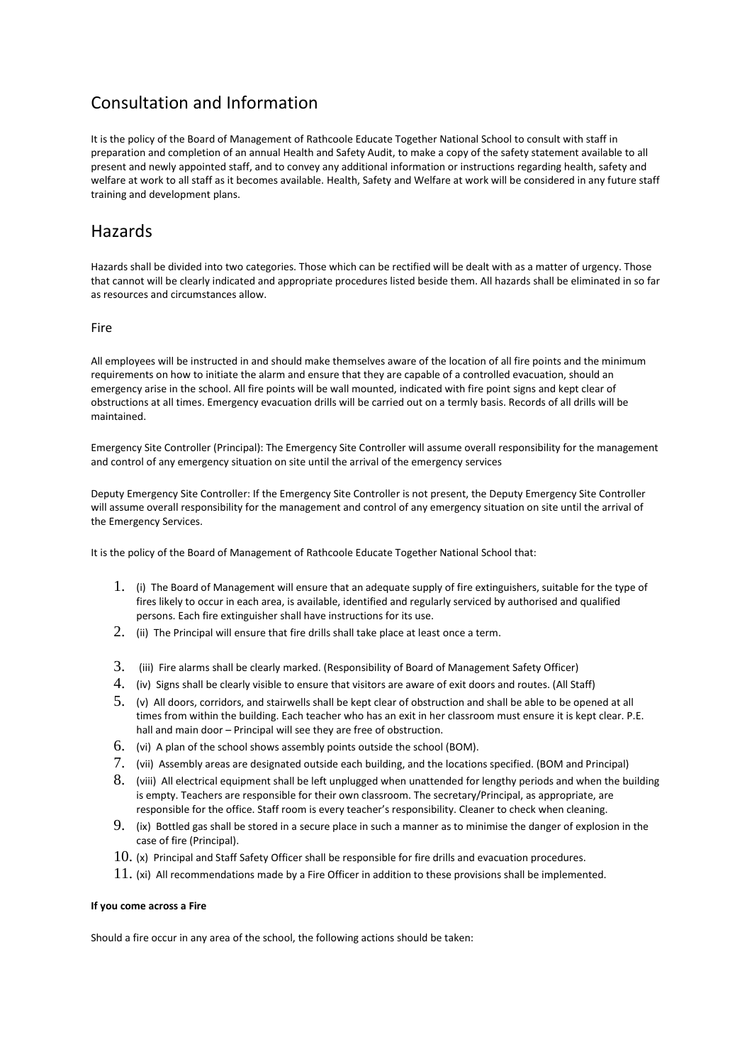## Consultation and Information

It is the policy of the Board of Management of Rathcoole Educate Together National School to consult with staff in preparation and completion of an annual Health and Safety Audit, to make a copy of the safety statement available to all present and newly appointed staff, and to convey any additional information or instructions regarding health, safety and welfare at work to all staff as it becomes available. Health, Safety and Welfare at work will be considered in any future staff training and development plans.

## Hazards

Hazards shall be divided into two categories. Those which can be rectified will be dealt with as a matter of urgency. Those that cannot will be clearly indicated and appropriate procedures listed beside them. All hazards shall be eliminated in so far as resources and circumstances allow.

### Fire

All employees will be instructed in and should make themselves aware of the location of all fire points and the minimum requirements on how to initiate the alarm and ensure that they are capable of a controlled evacuation, should an emergency arise in the school. All fire points will be wall mounted, indicated with fire point signs and kept clear of obstructions at all times. Emergency evacuation drills will be carried out on a termly basis. Records of all drills will be maintained.

Emergency Site Controller (Principal): The Emergency Site Controller will assume overall responsibility for the management and control of any emergency situation on site until the arrival of the emergency services

Deputy Emergency Site Controller: If the Emergency Site Controller is not present, the Deputy Emergency Site Controller will assume overall responsibility for the management and control of any emergency situation on site until the arrival of the Emergency Services.

It is the policy of the Board of Management of Rathcoole Educate Together National School that:

1. (i) The Board of Management will ensure that an adequate supply of fire extinguishers, suitable for the type of fires likely to occur in each area, is available, identified and regularly serviced by authorised and qualified persons. Each fire extinguisher shall have instructions for its use.
2. (ii) The Principal will ensure that fire drills shall take place at least once a term.
3. (iii) Fire alarms shall be clearly marked. (Responsibility of Board of Management Safety Officer)
4. (iv) Signs shall be clearly visible to ensure that visitors are aware of exit doors and routes. (All Staff)
5. (v) All doors, corridors, and stairwells shall be kept clear of obstruction and shall be able to be opened at all times from within the building. Each teacher who has an exit in her classroom must ensure it is kept clear. P.E. hall and main door – Principal will see they are free of obstruction.
6. (vi) A plan of the school shows assembly points outside the school (BOM).
7. (vii) Assembly areas are designated outside each building, and the locations specified. (BOM and Principal)
8. (viii) All electrical equipment shall be left unplugged when unattended for lengthy periods and when the building is empty. Teachers are responsible for their own classroom. The secretary/Principal, as appropriate, are responsible for the office. Staff room is every teacher's responsibility. Cleaner to check when cleaning.
9. (ix) Bottled gas shall be stored in a secure place in such a manner as to minimise the danger of explosion in the case of fire (Principal).
10. (x) Principal and Staff Safety Officer shall be responsible for fire drills and evacuation procedures.
11. (xi) All recommendations made by a Fire Officer in addition to these provisions shall be implemented.

**If you come across a Fire**

Should a fire occur in any area of the school, the following actions should be taken: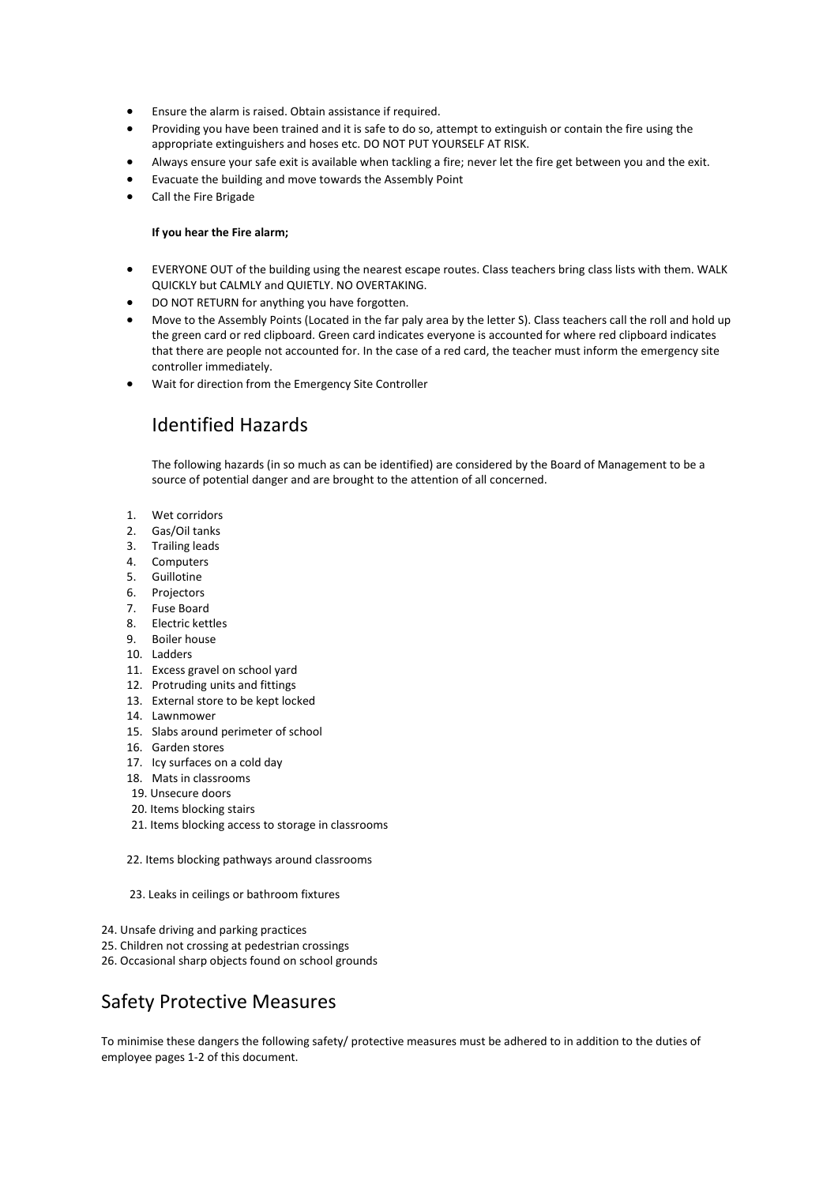- Ensure the alarm is raised. Obtain assistance if required.
- Providing you have been trained and it is safe to do so, attempt to extinguish or contain the fire using the appropriate extinguishers and hoses etc. DO NOT PUT YOURSELF AT RISK.
- Always ensure your safe exit is available when tackling a fire; never let the fire get between you and the exit.
- Evacuate the building and move towards the Assembly Point
- Call the Fire Brigade

**If you hear the Fire alarm;**

- EVERYONE OUT of the building using the nearest escape routes. Class teachers bring class lists with them. WALK QUICKLY but CALMLY and QUIETLY. NO OVERTAKING.
- DO NOT RETURN for anything you have forgotten.
- Move to the Assembly Points (Located in the far paly area by the letter S). Class teachers call the roll and hold up the green card or red clipboard. Green card indicates everyone is accounted for where red clipboard indicates that there are people not accounted for. In the case of a red card, the teacher must inform the emergency site controller immediately.
- Wait for direction from the Emergency Site Controller

## Identified Hazards

The following hazards (in so much as can be identified) are considered by the Board of Management to be a source of potential danger and are brought to the attention of all concerned.

1. Wet corridors
2. Gas/Oil tanks
3. Trailing leads
4. Computers
5. Guillotine
6. Projectors
7. Fuse Board
8. Electric kettles
9. Boiler house
10. Ladders
11. Excess gravel on school yard
12. Protruding units and fittings
13. External store to be kept locked
14. Lawnmower
15. Slabs around perimeter of school
16. Garden stores
17. Icy surfaces on a cold day
18. Mats in classrooms
19. Unsecure doors
20. Items blocking stairs
21. Items blocking access to storage in classrooms
22. Items blocking pathways around classrooms
23. Leaks in ceilings or bathroom fixtures
24. Unsafe driving and parking practices
25. Children not crossing at pedestrian crossings
26. Occasional sharp objects found on school grounds

## Safety Protective Measures

To minimise these dangers the following safety/ protective measures must be adhered to in addition to the duties of employee pages 1-2 of this document.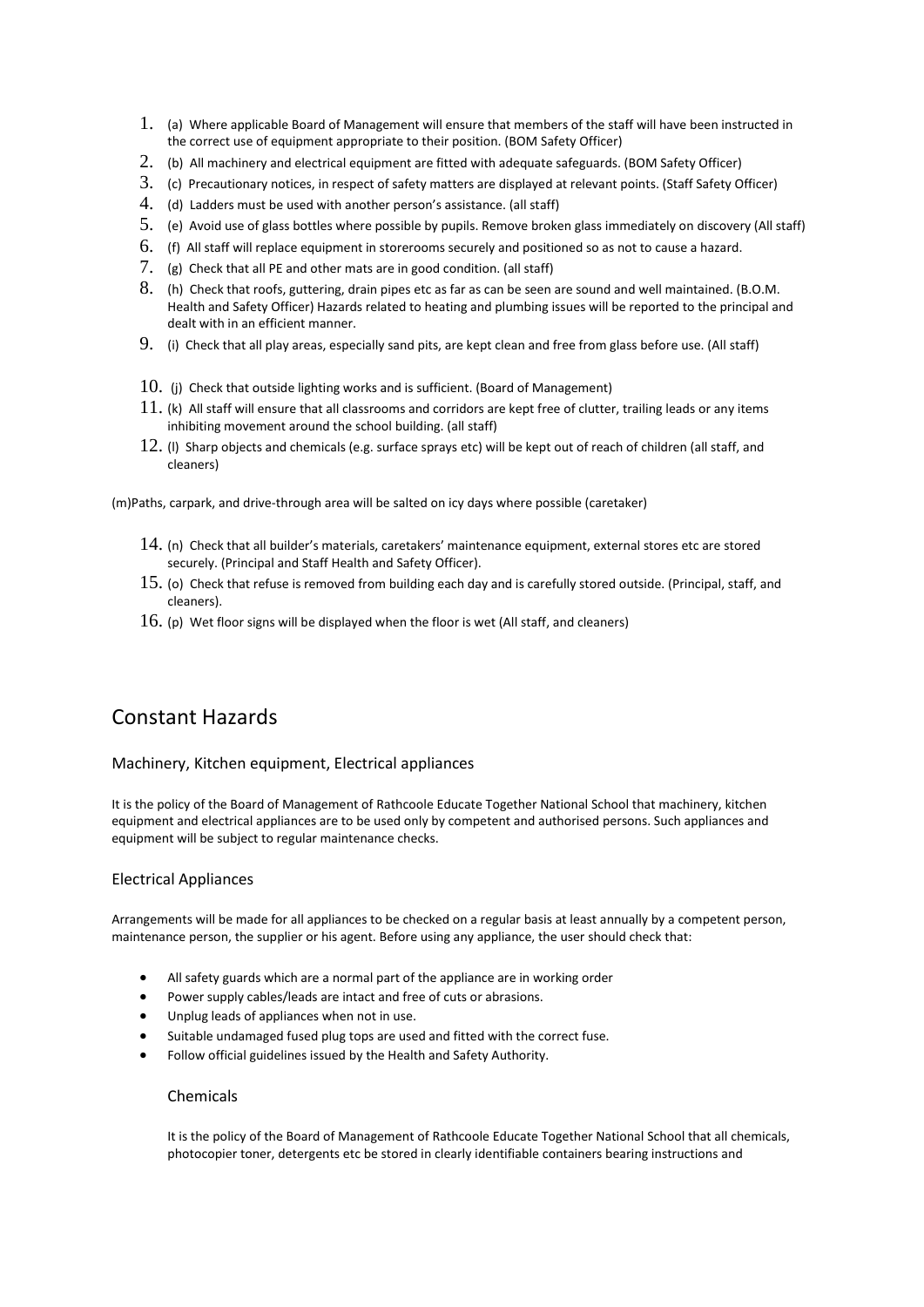1. (a) Where applicable Board of Management will ensure that members of the staff will have been instructed in the correct use of equipment appropriate to their position. (BOM Safety Officer)
2. (b) All machinery and electrical equipment are fitted with adequate safeguards. (BOM Safety Officer)
3. (c) Precautionary notices, in respect of safety matters are displayed at relevant points. (Staff Safety Officer)
4. (d) Ladders must be used with another person's assistance. (all staff)
5. (e) Avoid use of glass bottles where possible by pupils. Remove broken glass immediately on discovery (All staff)
6. (f) All staff will replace equipment in storerooms securely and positioned so as not to cause a hazard.
7. (g) Check that all PE and other mats are in good condition. (all staff)
8. (h) Check that roofs, guttering, drain pipes etc as far as can be seen are sound and well maintained. (B.O.M. Health and Safety Officer) Hazards related to heating and plumbing issues will be reported to the principal and dealt with in an efficient manner.
9. (i) Check that all play areas, especially sand pits, are kept clean and free from glass before use. (All staff)
10. (j) Check that outside lighting works and is sufficient. (Board of Management)
11. (k) All staff will ensure that all classrooms and corridors are kept free of clutter, trailing leads or any items inhibiting movement around the school building. (all staff)
12. (l) Sharp objects and chemicals (e.g. surface sprays etc) will be kept out of reach of children (all staff, and cleaners)

(m)Paths, carpark, and drive-through area will be salted on icy days where possible (caretaker)

14. (n) Check that all builder's materials, caretakers' maintenance equipment, external stores etc are stored securely. (Principal and Staff Health and Safety Officer).
15. (o) Check that refuse is removed from building each day and is carefully stored outside. (Principal, staff, and cleaners).
16. (p) Wet floor signs will be displayed when the floor is wet (All staff, and cleaners)

# Constant Hazards

## Machinery, Kitchen equipment, Electrical appliances

It is the policy of the Board of Management of Rathcoole Educate Together National School that machinery, kitchen equipment and electrical appliances are to be used only by competent and authorised persons. Such appliances and equipment will be subject to regular maintenance checks.

## Electrical Appliances

Arrangements will be made for all appliances to be checked on a regular basis at least annually by a competent person, maintenance person, the supplier or his agent. Before using any appliance, the user should check that:

- All safety guards which are a normal part of the appliance are in working order
- Power supply cables/leads are intact and free of cuts or abrasions.
- Unplug leads of appliances when not in use.
- Suitable undamaged fused plug tops are used and fitted with the correct fuse.
- Follow official guidelines issued by the Health and Safety Authority.

### Chemicals

It is the policy of the Board of Management of Rathcoole Educate Together National School that all chemicals, photocopier toner, detergents etc be stored in clearly identifiable containers bearing instructions and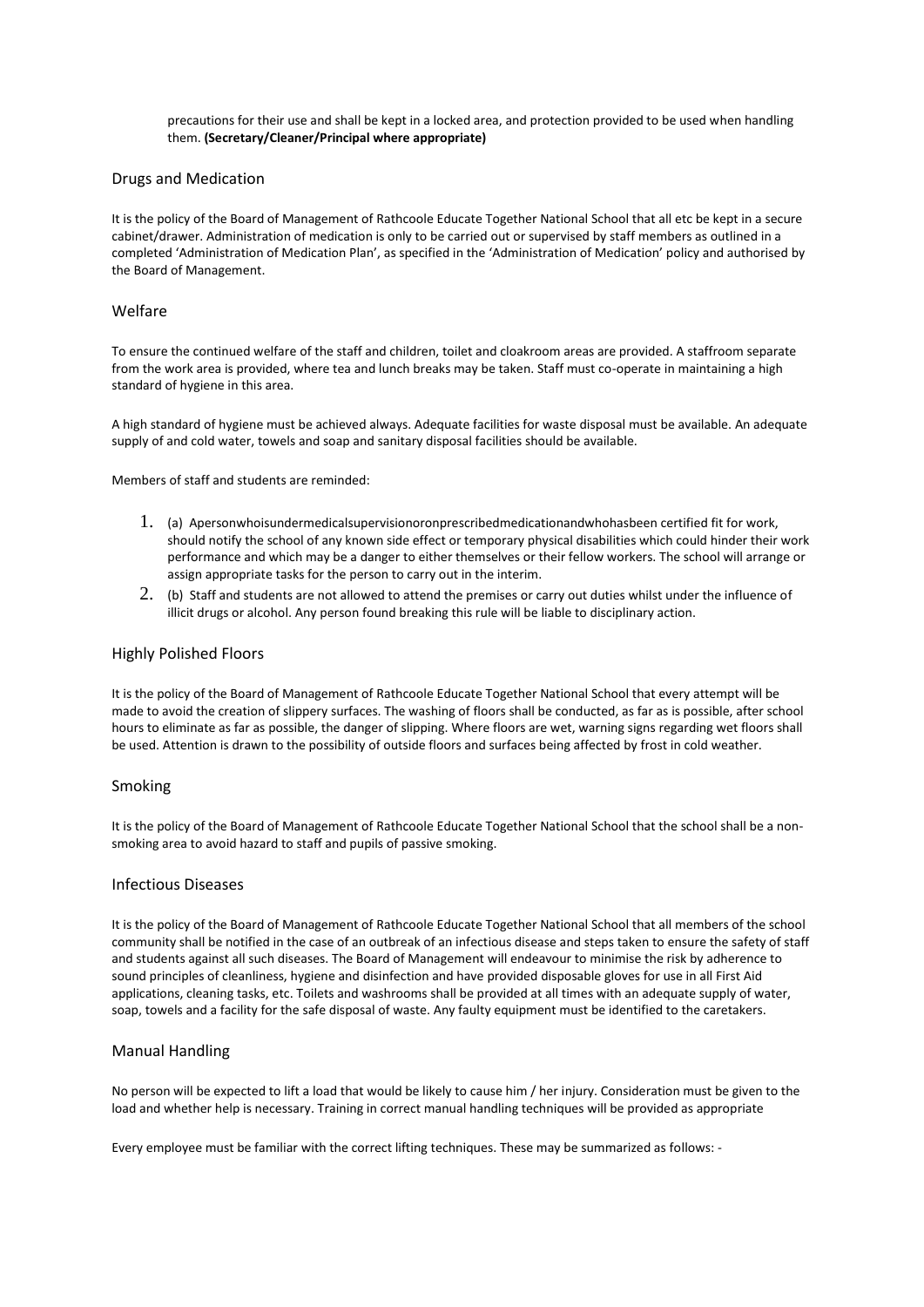precautions for their use and shall be kept in a locked area, and protection provided to be used when handling them. **(Secretary/Cleaner/Principal where appropriate)**

## Drugs and Medication

It is the policy of the Board of Management of Rathcoole Educate Together National School that all etc be kept in a secure cabinet/drawer. Administration of medication is only to be carried out or supervised by staff members as outlined in a completed 'Administration of Medication Plan', as specified in the 'Administration of Medication' policy and authorised by the Board of Management.

## Welfare

To ensure the continued welfare of the staff and children, toilet and cloakroom areas are provided. A staffroom separate from the work area is provided, where tea and lunch breaks may be taken. Staff must co-operate in maintaining a high standard of hygiene in this area.

A high standard of hygiene must be achieved always. Adequate facilities for waste disposal must be available. An adequate supply of and cold water, towels and soap and sanitary disposal facilities should be available.

Members of staff and students are reminded:

1. (a) Apersonwhoisundermedicalsupervisionoronprescribedmedicationandwhohasbeen certified fit for work, should notify the school of any known side effect or temporary physical disabilities which could hinder their work performance and which may be a danger to either themselves or their fellow workers. The school will arrange or assign appropriate tasks for the person to carry out in the interim.
2. (b) Staff and students are not allowed to attend the premises or carry out duties whilst under the influence of illicit drugs or alcohol. Any person found breaking this rule will be liable to disciplinary action.

## Highly Polished Floors

It is the policy of the Board of Management of Rathcoole Educate Together National School that every attempt will be made to avoid the creation of slippery surfaces. The washing of floors shall be conducted, as far as is possible, after school hours to eliminate as far as possible, the danger of slipping. Where floors are wet, warning signs regarding wet floors shall be used. Attention is drawn to the possibility of outside floors and surfaces being affected by frost in cold weather.

## Smoking

It is the policy of the Board of Management of Rathcoole Educate Together National School that the school shall be a non-smoking area to avoid hazard to staff and pupils of passive smoking.

## Infectious Diseases

It is the policy of the Board of Management of Rathcoole Educate Together National School that all members of the school community shall be notified in the case of an outbreak of an infectious disease and steps taken to ensure the safety of staff and students against all such diseases. The Board of Management will endeavour to minimise the risk by adherence to sound principles of cleanliness, hygiene and disinfection and have provided disposable gloves for use in all First Aid applications, cleaning tasks, etc. Toilets and washrooms shall be provided at all times with an adequate supply of water, soap, towels and a facility for the safe disposal of waste. Any faulty equipment must be identified to the caretakers.

## Manual Handling

No person will be expected to lift a load that would be likely to cause him / her injury. Consideration must be given to the load and whether help is necessary. Training in correct manual handling techniques will be provided as appropriate

Every employee must be familiar with the correct lifting techniques. These may be summarized as follows: -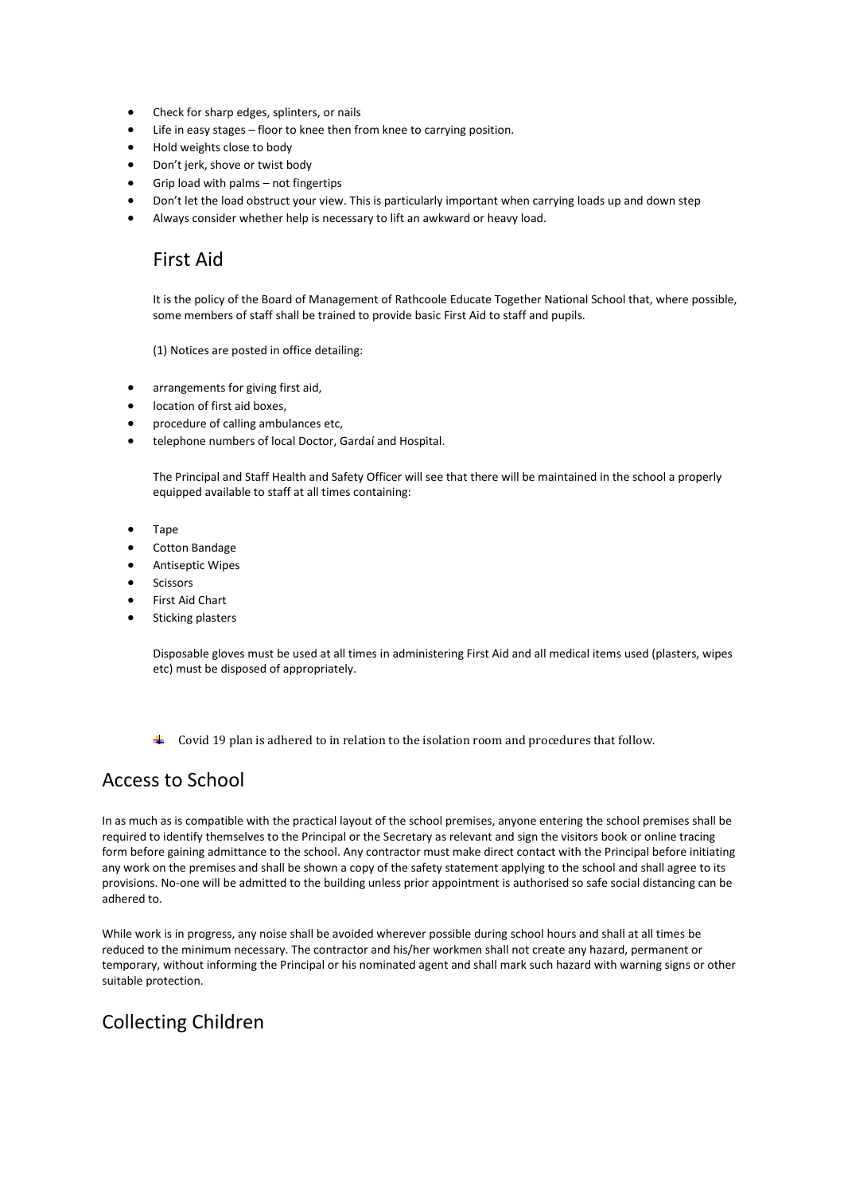- Check for sharp edges, splinters, or nails
- Life in easy stages – floor to knee then from knee to carrying position.
- Hold weights close to body
- Don't jerk, shove or twist body
- Grip load with palms – not fingertips
- Don't let the load obstruct your view. This is particularly important when carrying loads up and down step
- Always consider whether help is necessary to lift an awkward or heavy load.

## First Aid

It is the policy of the Board of Management of Rathcoole Educate Together National School that, where possible, some members of staff shall be trained to provide basic First Aid to staff and pupils.

(1) Notices are posted in office detailing:

- arrangements for giving first aid,
- location of first aid boxes,
- procedure of calling ambulances etc,
- telephone numbers of local Doctor, Gardaí and Hospital.

The Principal and Staff Health and Safety Officer will see that there will be maintained in the school a properly equipped available to staff at all times containing:

- Tape
- Cotton Bandage
- Antiseptic Wipes
- Scissors
- First Aid Chart
- Sticking plasters

Disposable gloves must be used at all times in administering First Aid and all medical items used (plasters, wipes etc) must be disposed of appropriately.

- Covid 19 plan is adhered to in relation to the isolation room and procedures that follow.

## Access to School

In as much as is compatible with the practical layout of the school premises, anyone entering the school premises shall be required to identify themselves to the Principal or the Secretary as relevant and sign the visitors book or online tracing form before gaining admittance to the school. Any contractor must make direct contact with the Principal before initiating any work on the premises and shall be shown a copy of the safety statement applying to the school and shall agree to its provisions. No-one will be admitted to the building unless prior appointment is authorised so safe social distancing can be adhered to.

While work is in progress, any noise shall be avoided wherever possible during school hours and shall at all times be reduced to the minimum necessary. The contractor and his/her workmen shall not create any hazard, permanent or temporary, without informing the Principal or his nominated agent and shall mark such hazard with warning signs or other suitable protection.

## Collecting Children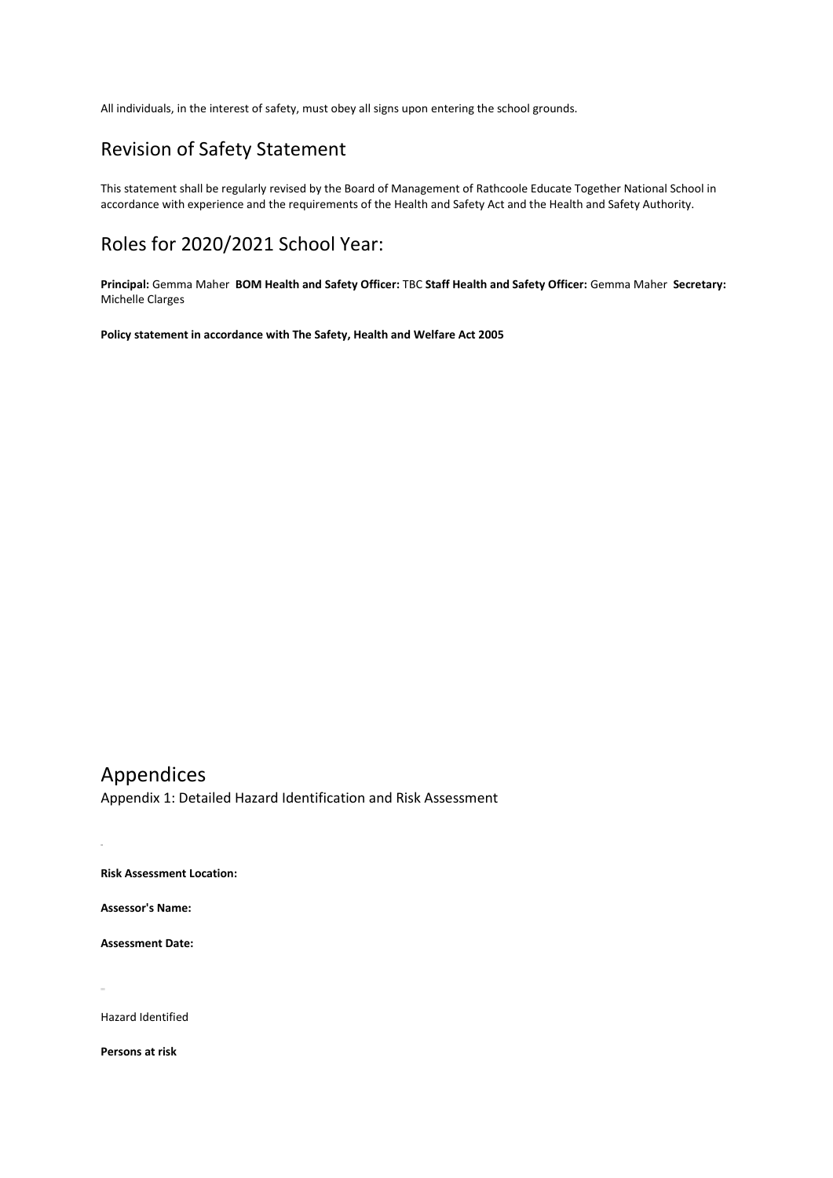All individuals, in the interest of safety, must obey all signs upon entering the school grounds.

## Revision of Safety Statement

This statement shall be regularly revised by the Board of Management of Rathcoole Educate Together National School in accordance with experience and the requirements of the Health and Safety Act and the Health and Safety Authority.

## Roles for 2020/2021 School Year:

**Principal:** Gemma Maher **BOM Health and Safety Officer:** TBC **Staff Health and Safety Officer:** Gemma Maher **Secretary:** Michelle Clarges

**Policy statement in accordance with The Safety, Health and Welfare Act 2005**

## Appendices

### Appendix 1: Detailed Hazard Identification and Risk Assessment

**Risk Assessment Location:**

**Assessor's Name:**

**Assessment Date:**

Hazard Identified

**Persons at risk**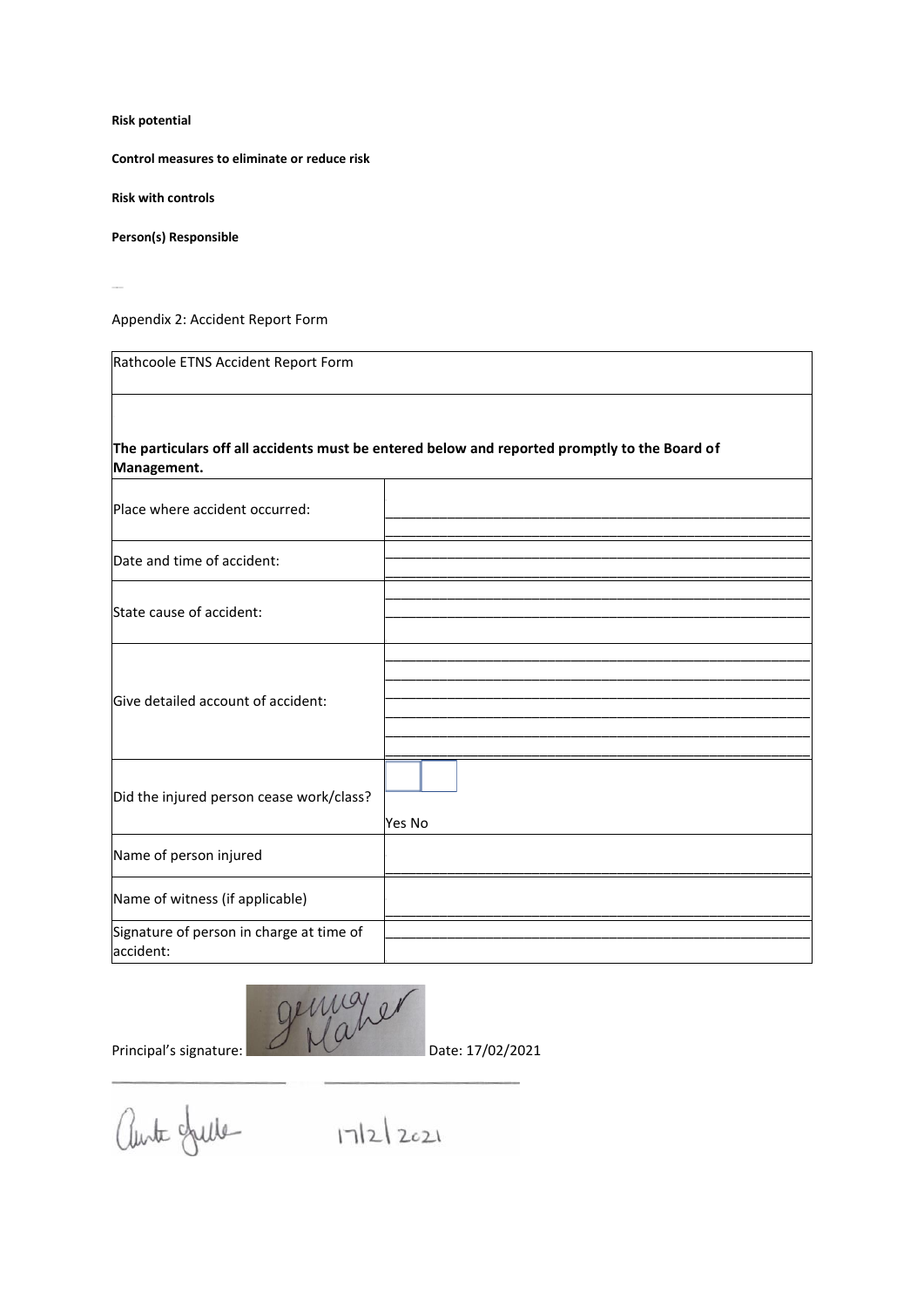**Risk potential**

**Control measures to eliminate or reduce risk**

**Risk with controls**

**Person(s) Responsible**

Appendix 2: Accident Report Form

| Rathcoole ETNS Accident Report Form | |
|---|---|
| **The particulars off all accidents must be entered below and reported promptly to the Board of Management.** | |
| Place where accident occurred: | ____________________ |
| Date and time of accident: | ____________________ |
| State cause of accident: | ____________________ |
| Give detailed account of accident: | ____________________ |
| Did the injured person cease work/class? | Yes No |
| Name of person injured | ____________________ |
| Name of witness (if applicable) | ____________________ |
| Signature of person in charge at time of accident: | ____________________ |

Principal's signature: Gemma Maher Date: 17/02/2021

17/2/2021